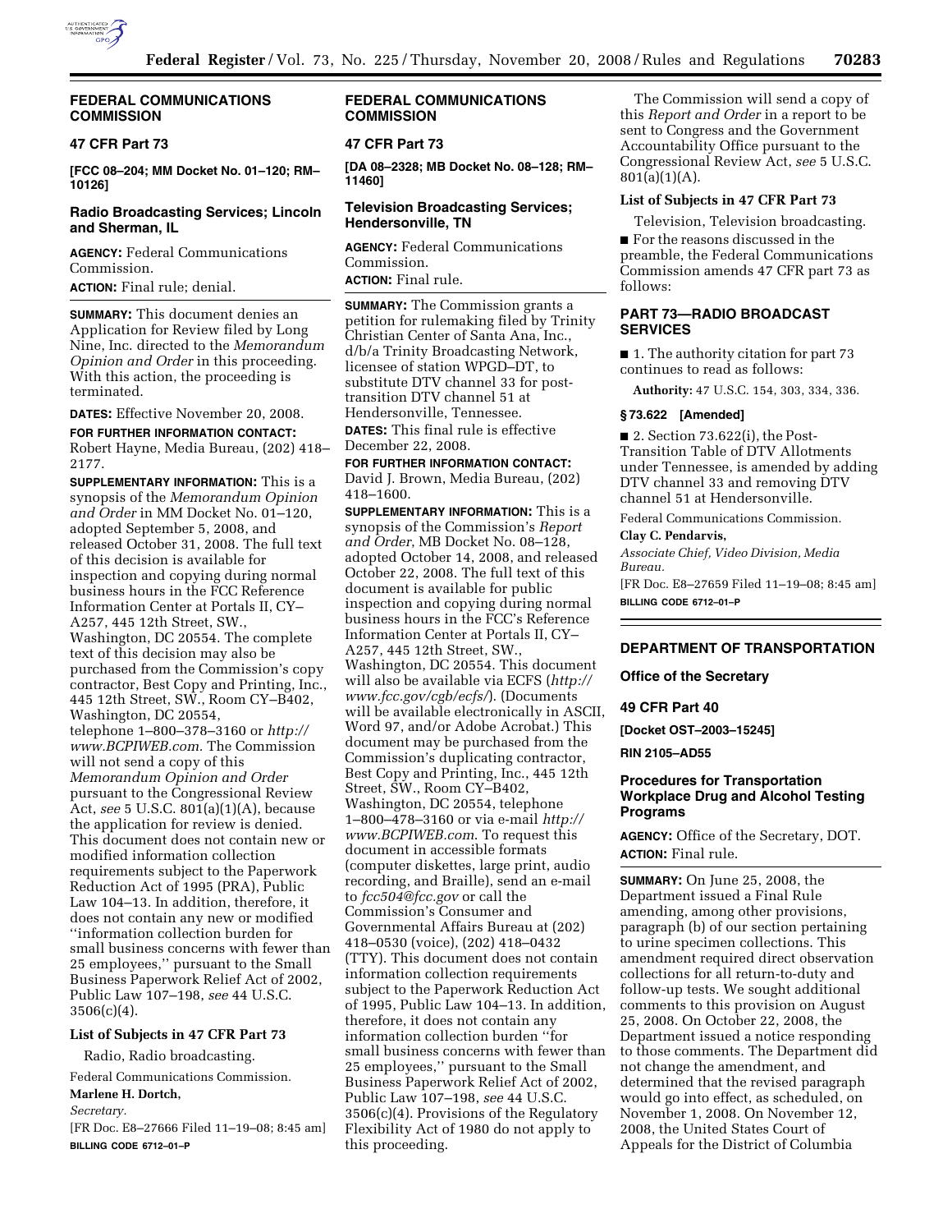## FEDERAL COMMUNICATIONS COMMISSION

### 47 CFR Part 73

**[FCC 08–204; MM Docket No. 01–120; RM–10126]**

### Radio Broadcasting Services; Lincoln and Sherman, IL

**AGENCY:** Federal Communications Commission.

**ACTION:** Final rule; denial.

**SUMMARY:** This document denies an Application for Review filed by Long Nine, Inc. directed to the *Memorandum Opinion and Order* in this proceeding. With this action, the proceeding is terminated.

**DATES:** Effective November 20, 2008.

**FOR FURTHER INFORMATION CONTACT:** Robert Hayne, Media Bureau, (202) 418–2177.

**SUPPLEMENTARY INFORMATION:** This is a synopsis of the *Memorandum Opinion and Order* in MM Docket No. 01–120, adopted September 5, 2008, and released October 31, 2008. The full text of this decision is available for inspection and copying during normal business hours in the FCC Reference Information Center at Portals II, CY–A257, 445 12th Street, SW., Washington, DC 20554. The complete text of this decision may also be purchased from the Commission's copy contractor, Best Copy and Printing, Inc., 445 12th Street, SW., Room CY–B402, Washington, DC 20554, telephone 1–800–378–3160 or *http://www.BCPIWEB.com.* The Commission will not send a copy of this *Memorandum Opinion and Order* pursuant to the Congressional Review Act, *see* 5 U.S.C. 801(a)(1)(A), because the application for review is denied. This document does not contain new or modified information collection requirements subject to the Paperwork Reduction Act of 1995 (PRA), Public Law 104–13. In addition, therefore, it does not contain any new or modified ''information collection burden for small business concerns with fewer than 25 employees,'' pursuant to the Small Business Paperwork Relief Act of 2002, Public Law 107–198, *see* 44 U.S.C. 3506(c)(4).

#### List of Subjects in 47 CFR Part 73

Radio, Radio broadcasting.

Federal Communications Commission.

**Marlene H. Dortch,**

*Secretary.*

[FR Doc. E8–27666 Filed 11–19–08; 8:45 am]

**BILLING CODE 6712–01–P**

## FEDERAL COMMUNICATIONS COMMISSION

### 47 CFR Part 73

**[DA 08–2328; MB Docket No. 08–128; RM–11460]**

### Television Broadcasting Services; Hendersonville, TN

**AGENCY:** Federal Communications Commission.

**ACTION:** Final rule.

**SUMMARY:** The Commission grants a petition for rulemaking filed by Trinity Christian Center of Santa Ana, Inc., d/b/a Trinity Broadcasting Network, licensee of station WPGD–DT, to substitute DTV channel 33 for post-transition DTV channel 51 at Hendersonville, Tennessee.

**DATES:** This final rule is effective December 22, 2008.

**FOR FURTHER INFORMATION CONTACT:** David J. Brown, Media Bureau, (202) 418–1600.

**SUPPLEMENTARY INFORMATION:** This is a synopsis of the Commission's *Report and Order,* MB Docket No. 08–128, adopted October 14, 2008, and released October 22, 2008. The full text of this document is available for public inspection and copying during normal business hours in the FCC's Reference Information Center at Portals II, CY–A257, 445 12th Street, SW., Washington, DC 20554. This document will also be available via ECFS (*http://www.fcc.gov/cgb/ecfs/*). (Documents will be available electronically in ASCII, Word 97, and/or Adobe Acrobat.) This document may be purchased from the Commission's duplicating contractor, Best Copy and Printing, Inc., 445 12th Street, SW., Room CY–B402, Washington, DC 20554, telephone 1–800–478–3160 or via e-mail *http://www.BCPIWEB.com*. To request this document in accessible formats (computer diskettes, large print, audio recording, and Braille), send an e-mail to *fcc504@fcc.gov* or call the Commission's Consumer and Governmental Affairs Bureau at (202) 418–0530 (voice), (202) 418–0432 (TTY). This document does not contain information collection requirements subject to the Paperwork Reduction Act of 1995, Public Law 104–13. In addition, therefore, it does not contain any information collection burden ''for small business concerns with fewer than 25 employees,'' pursuant to the Small Business Paperwork Relief Act of 2002, Public Law 107–198, *see* 44 U.S.C. 3506(c)(4). Provisions of the Regulatory Flexibility Act of 1980 do not apply to this proceeding.

The Commission will send a copy of this *Report and Order* in a report to be sent to Congress and the Government Accountability Office pursuant to the Congressional Review Act, *see* 5 U.S.C. 801(a)(1)(A).

#### List of Subjects in 47 CFR Part 73

Television, Television broadcasting.

■ For the reasons discussed in the preamble, the Federal Communications Commission amends 47 CFR part 73 as follows:

### PART 73—RADIO BROADCAST SERVICES

■ 1. The authority citation for part 73 continues to read as follows:

**Authority:** 47 U.S.C. 154, 303, 334, 336.

#### § 73.622 [Amended]

■ 2. Section 73.622(i), the Post-Transition Table of DTV Allotments under Tennessee, is amended by adding DTV channel 33 and removing DTV channel 51 at Hendersonville.

Federal Communications Commission.

**Clay C. Pendarvis,**

*Associate Chief, Video Division, Media Bureau.*

[FR Doc. E8–27659 Filed 11–19–08; 8:45 am]

**BILLING CODE 6712–01–P**

## DEPARTMENT OF TRANSPORTATION

### Office of the Secretary

### 49 CFR Part 40

**[Docket OST–2003–15245]**

**RIN 2105–AD55**

### Procedures for Transportation Workplace Drug and Alcohol Testing Programs

**AGENCY:** Office of the Secretary, DOT.

**ACTION:** Final rule.

**SUMMARY:** On June 25, 2008, the Department issued a Final Rule amending, among other provisions, paragraph (b) of our section pertaining to urine specimen collections. This amendment required direct observation collections for all return-to-duty and follow-up tests. We sought additional comments to this provision on August 25, 2008. On October 22, 2008, the Department issued a notice responding to those comments. The Department did not change the amendment, and determined that the revised paragraph would go into effect, as scheduled, on November 1, 2008. On November 12, 2008, the United States Court of Appeals for the District of Columbia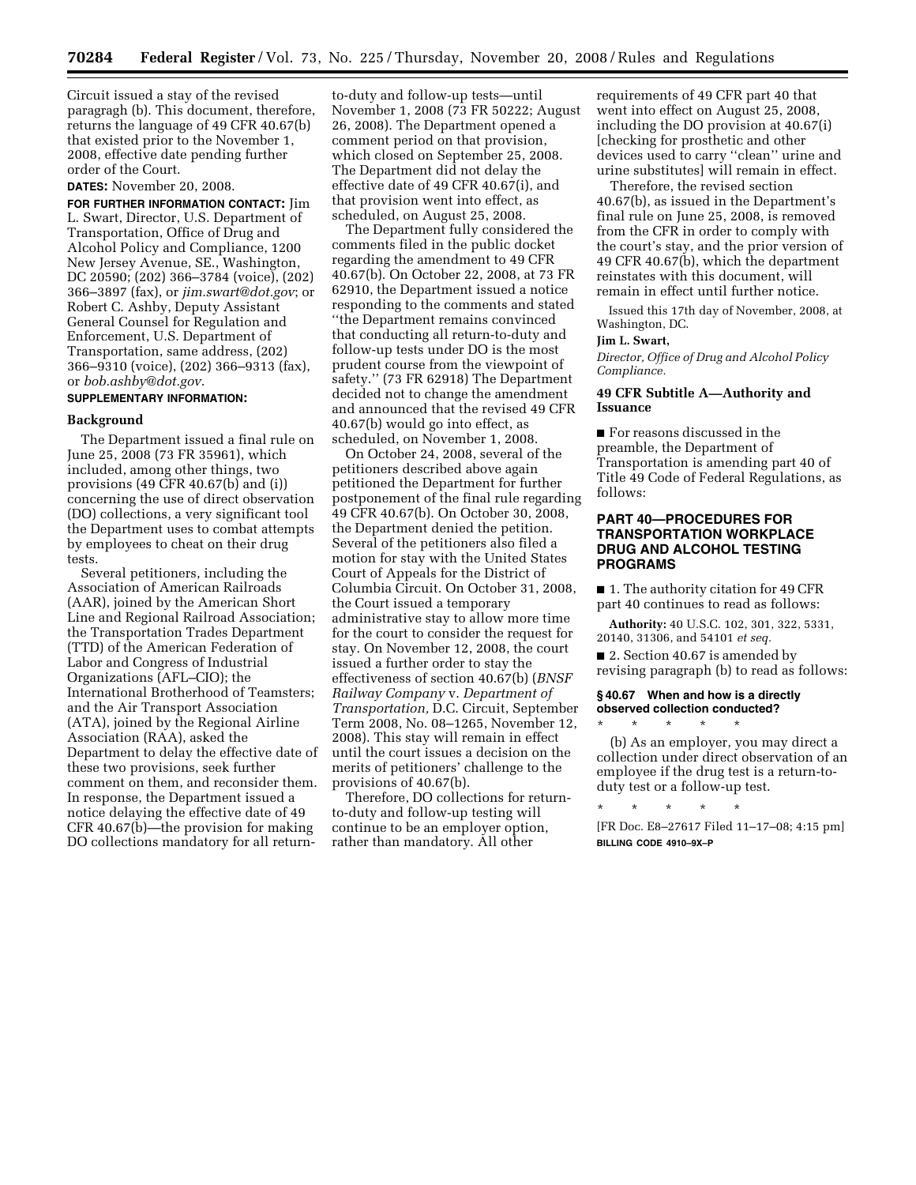Circuit issued a stay of the revised paragragh (b). This document, therefore, returns the language of 49 CFR 40.67(b) that existed prior to the November 1, 2008, effective date pending further order of the Court.

**DATES:** November 20, 2008.

**FOR FURTHER INFORMATION CONTACT:** Jim L. Swart, Director, U.S. Department of Transportation, Office of Drug and Alcohol Policy and Compliance, 1200 New Jersey Avenue, SE., Washington, DC 20590; (202) 366–3784 (voice), (202) 366–3897 (fax), or *jim.swart@dot.gov*; or Robert C. Ashby, Deputy Assistant General Counsel for Regulation and Enforcement, U.S. Department of Transportation, same address, (202) 366–9310 (voice), (202) 366–9313 (fax), or *bob.ashby@dot.gov*.

**SUPPLEMENTARY INFORMATION:**

## Background

The Department issued a final rule on June 25, 2008 (73 FR 35961), which included, among other things, two provisions (49 CFR 40.67(b) and (i)) concerning the use of direct observation (DO) collections, a very significant tool the Department uses to combat attempts by employees to cheat on their drug tests.

Several petitioners, including the Association of American Railroads (AAR), joined by the American Short Line and Regional Railroad Association; the Transportation Trades Department (TTD) of the American Federation of Labor and Congress of Industrial Organizations (AFL–CIO); the International Brotherhood of Teamsters; and the Air Transport Association (ATA), joined by the Regional Airline Association (RAA), asked the Department to delay the effective date of these two provisions, seek further comment on them, and reconsider them. In response, the Department issued a notice delaying the effective date of 49 CFR 40.67(b)—the provision for making DO collections mandatory for all return-to-duty and follow-up tests—until November 1, 2008 (73 FR 50222; August 26, 2008). The Department opened a comment period on that provision, which closed on September 25, 2008. The Department did not delay the effective date of 49 CFR 40.67(i), and that provision went into effect, as scheduled, on August 25, 2008.

The Department fully considered the comments filed in the public docket regarding the amendment to 49 CFR 40.67(b). On October 22, 2008, at 73 FR 62910, the Department issued a notice responding to the comments and stated ''the Department remains convinced that conducting all return-to-duty and follow-up tests under DO is the most prudent course from the viewpoint of safety.'' (73 FR 62918) The Department decided not to change the amendment and announced that the revised 49 CFR 40.67(b) would go into effect, as scheduled, on November 1, 2008.

On October 24, 2008, several of the petitioners described above again petitioned the Department for further postponement of the final rule regarding 49 CFR 40.67(b). On October 30, 2008, the Department denied the petition. Several of the petitioners also filed a motion for stay with the United States Court of Appeals for the District of Columbia Circuit. On October 31, 2008, the Court issued a temporary administrative stay to allow more time for the court to consider the request for stay. On November 12, 2008, the court issued a further order to stay the effectiveness of section 40.67(b) (*BNSF Railway Company* v. *Department of Transportation,* D.C. Circuit, September Term 2008, No. 08–1265, November 12, 2008). This stay will remain in effect until the court issues a decision on the merits of petitioners' challenge to the provisions of 40.67(b).

Therefore, DO collections for return-to-duty and follow-up testing will continue to be an employer option, rather than mandatory. All other requirements of 49 CFR part 40 that went into effect on August 25, 2008, including the DO provision at 40.67(i) [checking for prosthetic and other devices used to carry ''clean'' urine and urine substitutes] will remain in effect.

Therefore, the revised section 40.67(b), as issued in the Department's final rule on June 25, 2008, is removed from the CFR in order to comply with the court's stay, and the prior version of 49 CFR 40.67(b), which the department reinstates with this document, will remain in effect until further notice.

Issued this 17th day of November, 2008, at Washington, DC.

**Jim L. Swart,**

*Director, Office of Drug and Alcohol Policy Compliance.*

## 49 CFR Subtitle A—Authority and Issuance

■ For reasons discussed in the preamble, the Department of Transportation is amending part 40 of Title 49 Code of Federal Regulations, as follows:

## PART 40—PROCEDURES FOR TRANSPORTATION WORKPLACE DRUG AND ALCOHOL TESTING PROGRAMS

■ 1. The authority citation for 49 CFR part 40 continues to read as follows:

**Authority:** 40 U.S.C. 102, 301, 322, 5331, 20140, 31306, and 54101 *et seq.*

■ 2. Section 40.67 is amended by revising paragraph (b) to read as follows:

### § 40.67 When and how is a directly observed collection conducted?

\* \* \* \* \*

(b) As an employer, you may direct a collection under direct observation of an employee if the drug test is a return-to-duty test or a follow-up test.

\* \* \* \* \*

[FR Doc. E8–27617 Filed 11–17–08; 4:15 pm]

**BILLING CODE 4910–9X–P**